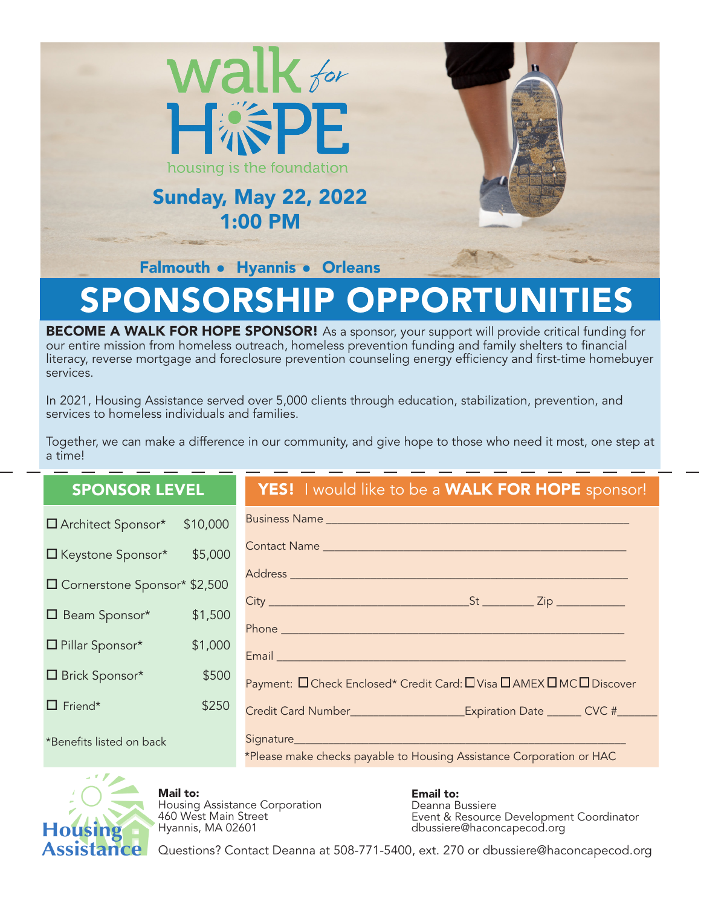# walk for HOPE

housing is the foundation

**Sunday, May 22, 2022**
**1:00 PM**

**Falmouth • Hyannis • Orleans**

# SPONSORSHIP OPPORTUNITIES

**BECOME A WALK FOR HOPE SPONSOR!** As a sponsor, your support will provide critical funding for our entire mission from homeless outreach, homeless prevention funding and family shelters to financial literacy, reverse mortgage and foreclosure prevention counseling energy efficiency and first-time homebuyer services.

In 2021, Housing Assistance served over 5,000 clients through education, stabilization, prevention, and services to homeless individuals and families.

Together, we can make a difference in our community, and give hope to those who need it most, one step at a time!

## SPONSOR LEVEL

| Level | Amount |
|---|---|
| ☐ Architect Sponsor* | $10,000 |
| ☐ Keystone Sponsor* | $5,000 |
| ☐ Cornerstone Sponsor* | $2,500 |
| ☐ Beam Sponsor* | $1,500 |
| ☐ Pillar Sponsor* | $1,000 |
| ☐ Brick Sponsor* | $500 |
| ☐ Friend* | $250 |

*Benefits listed on back

## YES! I would like to be a WALK FOR HOPE sponsor!

Business Name ________________________________________________

Contact Name ________________________________________________

Address ________________________________________________

City ______________________________ St ________ Zip ___________

Phone ________________________________________________

Email ________________________________________________

Payment: ☐ Check Enclosed* Credit Card: ☐ Visa ☐ AMEX ☐ MC ☐ Discover

Credit Card Number__________________ Expiration Date ______ CVC #______

Signature________________________________________________

*Please make checks payable to Housing Assistance Corporation or HAC

Housing Assistance

**Mail to:**
Housing Assistance Corporation
460 West Main Street
Hyannis, MA 02601

**Email to:**
Deanna Bussiere
Event & Resource Development Coordinator
dbussiere@haconcapecod.org

Questions? Contact Deanna at 508-771-5400, ext. 270 or dbussiere@haconcapecod.org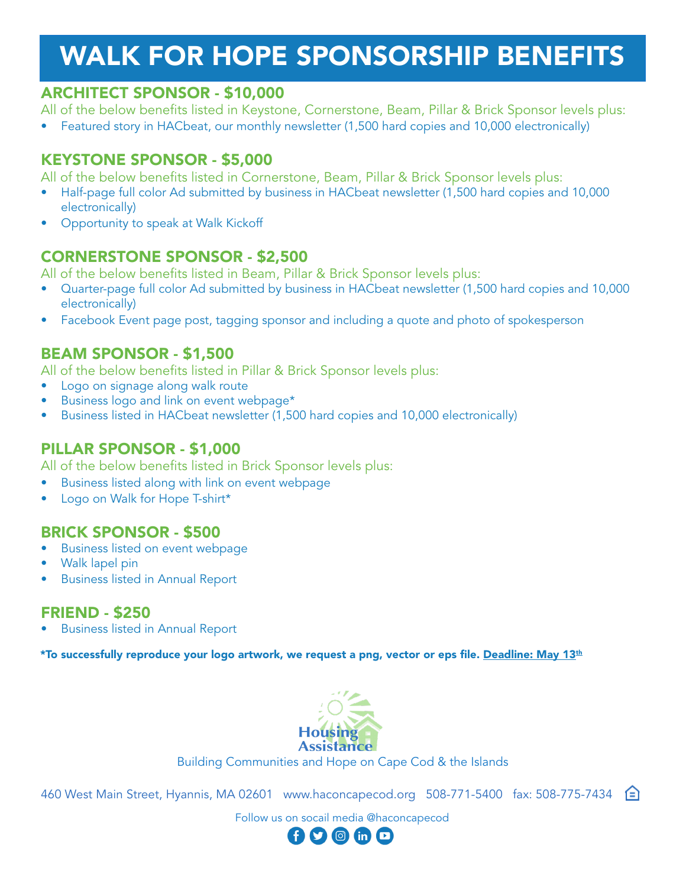# WALK FOR HOPE SPONSORSHIP BENEFITS

## ARCHITECT SPONSOR - $10,000

All of the below benefits listed in Keystone, Cornerstone, Beam, Pillar & Brick Sponsor levels plus:

- Featured story in HACbeat, our monthly newsletter (1,500 hard copies and 10,000 electronically)

## KEYSTONE SPONSOR - $5,000

All of the below benefits listed in Cornerstone, Beam, Pillar & Brick Sponsor levels plus:

- Half-page full color Ad submitted by business in HACbeat newsletter (1,500 hard copies and 10,000 electronically)
- Opportunity to speak at Walk Kickoff

## CORNERSTONE SPONSOR - $2,500

All of the below benefits listed in Beam, Pillar & Brick Sponsor levels plus:

- Quarter-page full color Ad submitted by business in HACbeat newsletter (1,500 hard copies and 10,000 electronically)
- Facebook Event page post, tagging sponsor and including a quote and photo of spokesperson

## BEAM SPONSOR - $1,500

All of the below benefits listed in Pillar & Brick Sponsor levels plus:

- Logo on signage along walk route
- Business logo and link on event webpage*
- Business listed in HACbeat newsletter (1,500 hard copies and 10,000 electronically)

## PILLAR SPONSOR - $1,000

All of the below benefits listed in Brick Sponsor levels plus:

- Business listed along with link on event webpage
- Logo on Walk for Hope T-shirt*

## BRICK SPONSOR - $500

- Business listed on event webpage
- Walk lapel pin
- Business listed in Annual Report

## FRIEND - $250

- Business listed in Annual Report

**\*To successfully reproduce your logo artwork, we request a png, vector or eps file. Deadline: May 13th**

Housing Assistance

Building Communities and Hope on Cape Cod & the Islands

460 West Main Street, Hyannis, MA 02601 www.haconcapecod.org 508-771-5400 fax: 508-775-7434

Follow us on socail media @haconcapecod